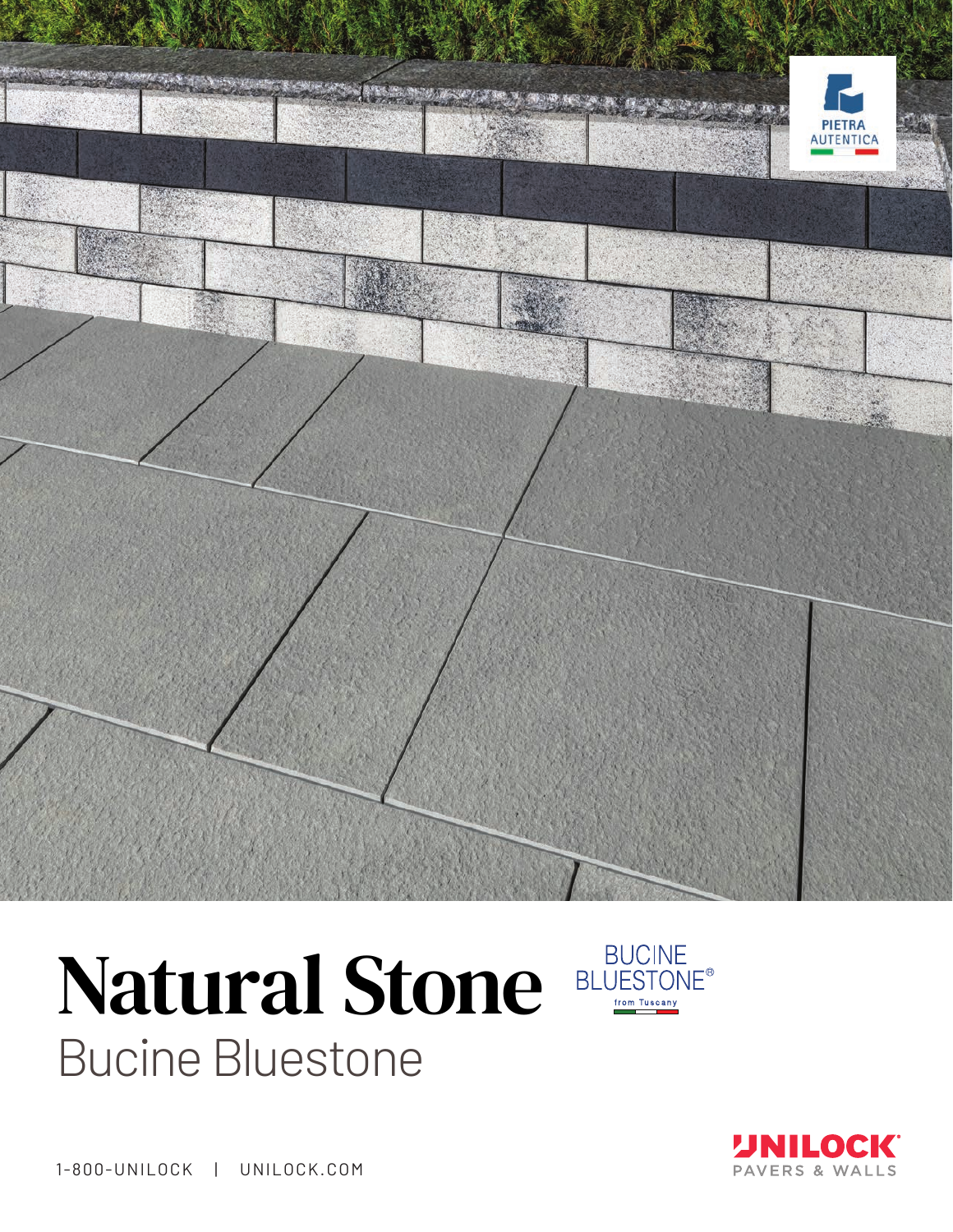PIETRA AUTENTICA

# Natural Stone

## Bucine Bluestone

BUCINE BLUESTONE®
from Tuscany

UNILOCK®
PAVERS & WALLS

1-800-UNILOCK | UNILOCK.COM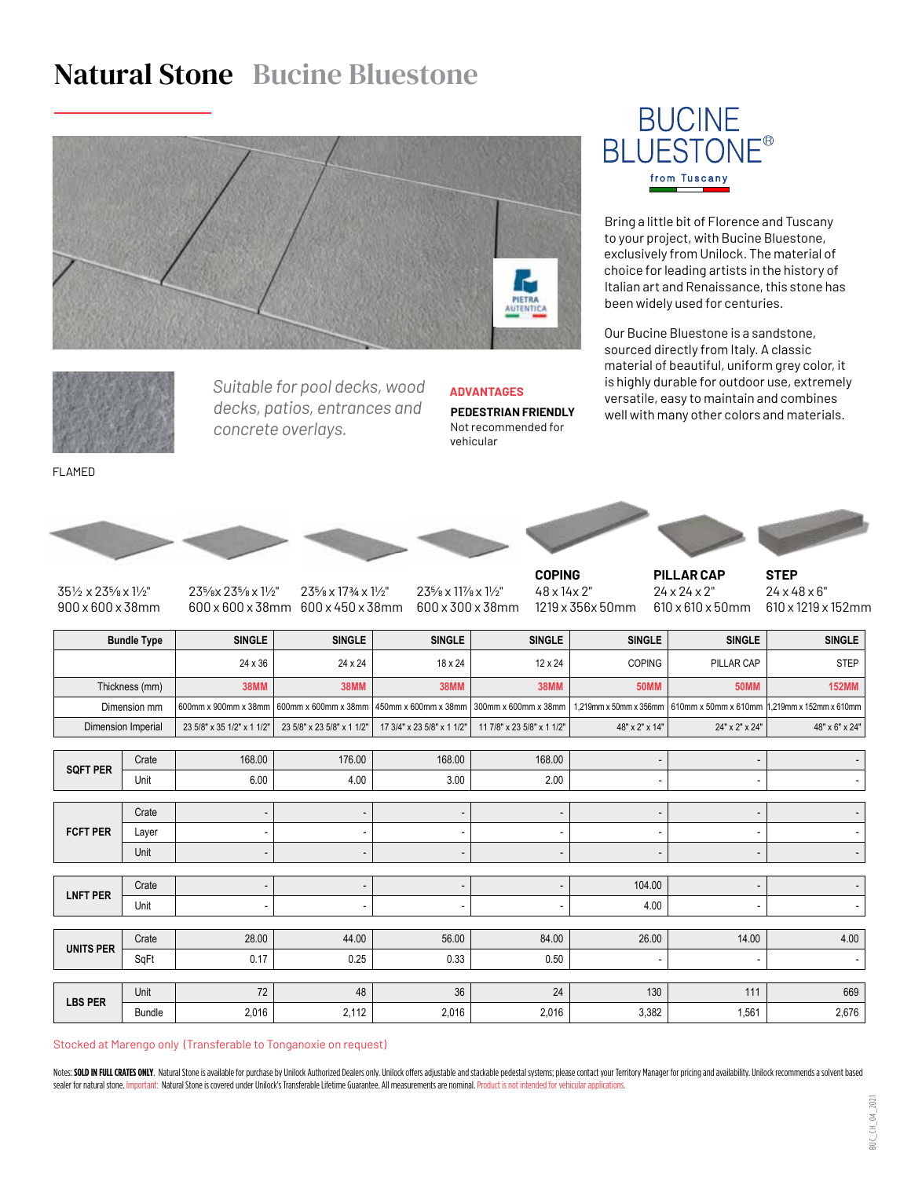# Natural Stone Bucine Bluestone

BUCINE BLUESTONE®

from Tuscany

PIETRA AUTENTICA

Bring a little bit of Florence and Tuscany to your project, with Bucine Bluestone, exclusively from Unilock. The material of choice for leading artists in the history of Italian art and Renaissance, this stone has been widely used for centuries.

Our Bucine Bluestone is a sandstone, sourced directly from Italy. A classic material of beautiful, uniform grey color, it is highly durable for outdoor use, extremely versatile, easy to maintain and combines well with many other colors and materials.

FLAMED

*Suitable for pool decks, wood decks, patios, entrances and concrete overlays.*

**ADVANTAGES**

**PEDESTRIAN FRIENDLY**
Not recommended for vehicular

35½ x 23⅝ x 1½"
900 x 600 x 38mm

23⅝ x 23⅝ x 1½"
600 x 600 x 38mm

23⅝ x 17¾ x 1½"
600 x 450 x 38mm

23⅝ x 11⅞ x 1½"
600 x 300 x 38mm

**COPING**
48 x 14 x 2"
1219 x 356 x 50mm

**PILLAR CAP**
24 x 24 x 2"
610 x 610 x 50mm

**STEP**
24 x 48 x 6"
610 x 1219 x 152mm

| | Bundle Type | SINGLE | SINGLE | SINGLE | SINGLE | SINGLE | SINGLE | SINGLE |
|---|---|---|---|---|---|---|---|---|
| | | 24 x 36 | 24 x 24 | 18 x 24 | 12 x 24 | COPING | PILLAR CAP | STEP |
| | Thickness (mm) | 38MM | 38MM | 38MM | 38MM | 50MM | 50MM | 152MM |
| | Dimension mm | 600mm x 900mm x 38mm | 600mm x 600mm x 38mm | 450mm x 600mm x 38mm | 300mm x 600mm x 38mm | 1,219mm x 50mm x 356mm | 610mm x 50mm x 610mm | 1,219mm x 152mm x 610mm |
| | Dimension Imperial | 23 5/8" x 35 1/2" x 1 1/2" | 23 5/8" x 23 5/8" x 1 1/2" | 17 3/4" x 23 5/8" x 1 1/2" | 11 7/8" x 23 5/8" x 1 1/2" | 48" x 2" x 14" | 24" x 2" x 24" | 48" x 6" x 24" |
| SQFT PER | Crate | 168.00 | 176.00 | 168.00 | 168.00 | - | - | - |
| | Unit | 6.00 | 4.00 | 3.00 | 2.00 | - | - | - |
| FCFT PER | Crate | - | - | - | - | - | - | - |
| | Layer | - | - | - | - | - | - | - |
| | Unit | - | - | - | - | - | - | - |
| LNFT PER | Crate | - | - | - | - | 104.00 | - | - |
| | Unit | - | - | - | - | 4.00 | - | - |
| UNITS PER | Crate | 28.00 | 44.00 | 56.00 | 84.00 | 26.00 | 14.00 | 4.00 |
| | SqFt | 0.17 | 0.25 | 0.33 | 0.50 | - | - | - |
| LBS PER | Unit | 72 | 48 | 36 | 24 | 130 | 111 | 669 |
| | Bundle | 2,016 | 2,112 | 2,016 | 2,016 | 3,382 | 1,561 | 2,676 |

Stocked at Marengo only (Transferable to Tonganoxie on request)

Notes: **SOLD IN FULL CRATES ONLY.** Natural Stone is available for purchase by Unilock Authorized Dealers only. Unilock offers adjustable and stackable pedestal systems; please contact your Territory Manager for pricing and availability. Unilock recommends a solvent based sealer for natural stone. Important: Natural Stone is covered under Unilock's Transferable Lifetime Guarantee. All measurements are nominal. Product is not intended for vehicular applications.

BUC_CH_04_2021